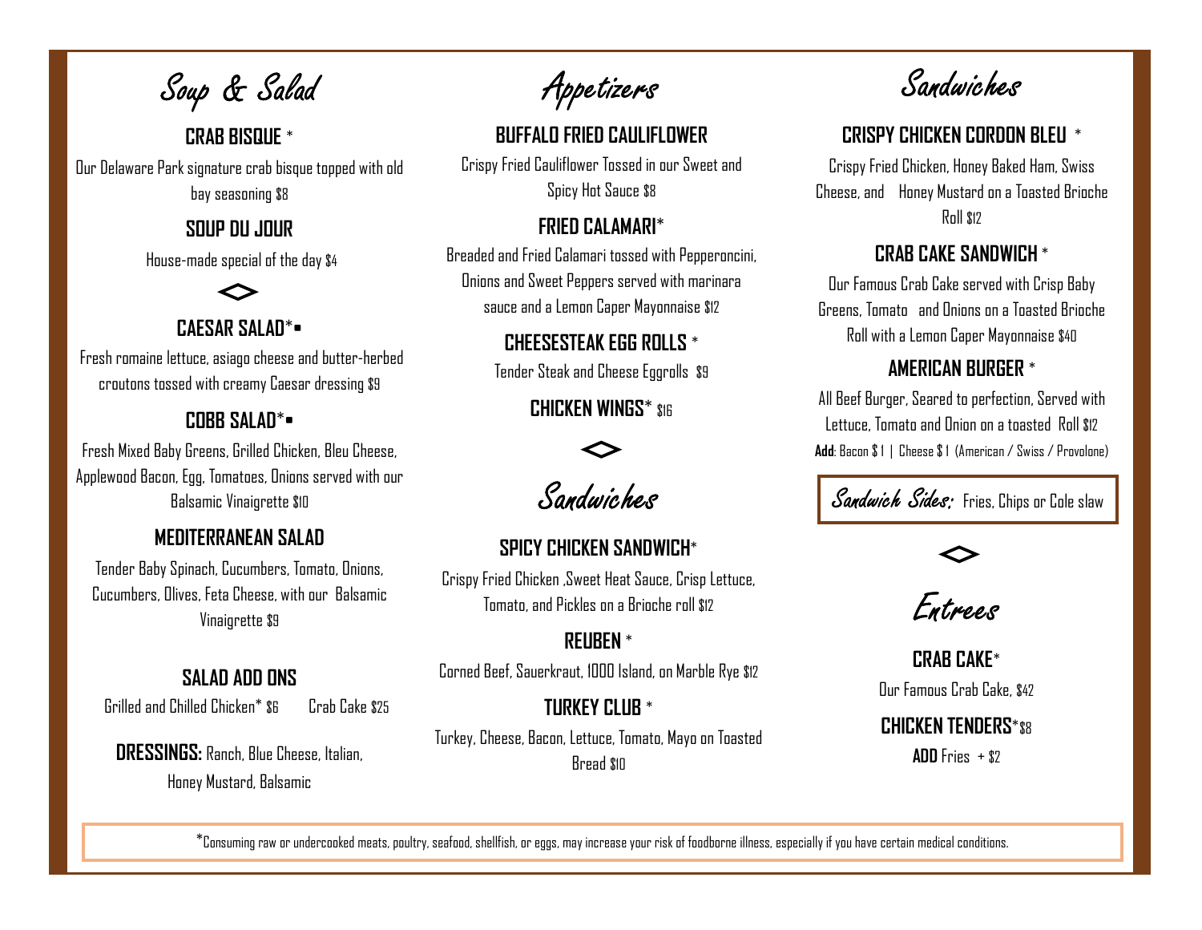## Soup & Salad

### CRAB BISQUE *

Our Delaware Park signature crab bisque topped with old bay seasoning $8

### SOUP DU JOUR

House-made special of the day $4

### CAESAR SALAD*▪

Fresh romaine lettuce, asiago cheese and butter-herbed croutons tossed with creamy Caesar dressing $9

### COBB SALAD*▪

Fresh Mixed Baby Greens, Grilled Chicken, Bleu Cheese, Applewood Bacon, Egg, Tomatoes, Onions served with our Balsamic Vinaigrette $10

### MEDITERRANEAN SALAD

Tender Baby Spinach, Cucumbers, Tomato, Onions, Cucumbers, Olives, Feta Cheese, with our Balsamic Vinaigrette $9

### SALAD ADD ONS

Grilled and Chilled Chicken* $6 Crab Cake $25

**DRESSINGS:** Ranch, Blue Cheese, Italian, Honey Mustard, Balsamic

## Appetizers

### BUFFALO FRIED CAULIFLOWER

Crispy Fried Cauliflower Tossed in our Sweet and Spicy Hot Sauce $8

### FRIED CALAMARI*

Breaded and Fried Calamari tossed with Pepperoncini, Onions and Sweet Peppers served with marinara sauce and a Lemon Caper Mayonnaise $12

### CHEESESTEAK EGG ROLLS *

Tender Steak and Cheese Eggrolls $9

### CHICKEN WINGS* $16

## Sandwiches

### SPICY CHICKEN SANDWICH*

Crispy Fried Chicken ,Sweet Heat Sauce, Crisp Lettuce, Tomato, and Pickles on a Brioche roll $12

### REUBEN *

Corned Beef, Sauerkraut, 1000 Island, on Marble Rye $12

### TURKEY CLUB *

Turkey, Cheese, Bacon, Lettuce, Tomato, Mayo on Toasted Bread $10

## Sandwiches

### CRISPY CHICKEN CORDON BLEU *

Crispy Fried Chicken, Honey Baked Ham, Swiss Cheese, and Honey Mustard on a Toasted Brioche Roll $12

### CRAB CAKE SANDWICH *

Our Famous Crab Cake served with Crisp Baby Greens, Tomato and Onions on a Toasted Brioche Roll with a Lemon Caper Mayonnaise $40

### AMERICAN BURGER *

All Beef Burger, Seared to perfection, Served with Lettuce, Tomato and Onion on a toasted Roll $12

**Add**: Bacon $1 | Cheese $1 (American / Swiss / Provolone)

*Sandwich Sides:* Fries, Chips or Cole slaw

## Entrees

### CRAB CAKE*

Our Famous Crab Cake, $42

### CHICKEN TENDERS*$8

**ADD** Fries + $2

*Consuming raw or undercooked meats, poultry, seafood, shellfish, or eggs, may increase your risk of foodborne illness, especially if you have certain medical conditions.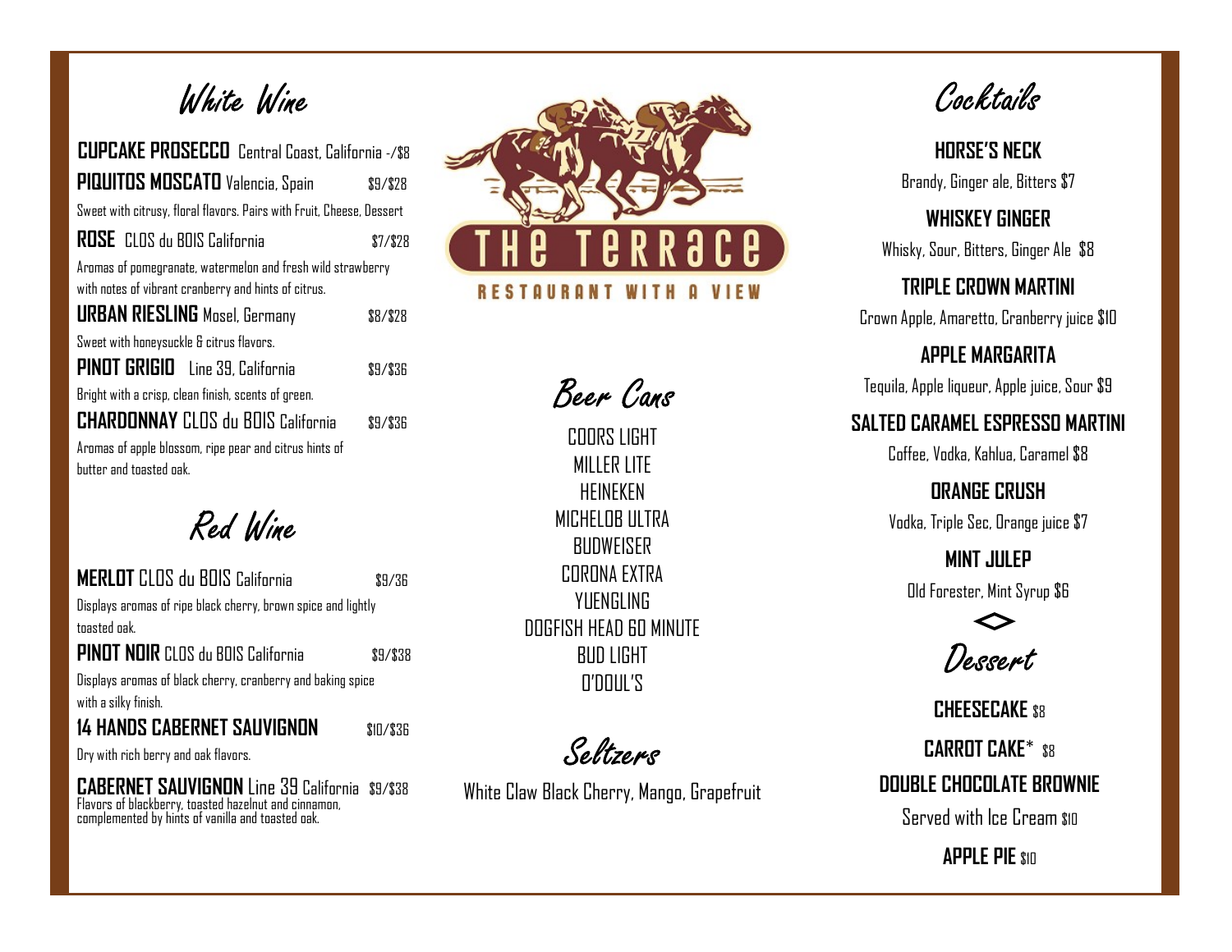# White Wine

**CUPCAKE PROSECCO** Central Coast, California -/$8

**PIQUITOS MOSCATO** Valencia, Spain $9/$28

Sweet with citrusy, floral flavors. Pairs with Fruit, Cheese, Dessert

**ROSE** CLOS du BOIS California $7/$28

Aromas of pomegranate, watermelon and fresh wild strawberry with notes of vibrant cranberry and hints of citrus.

**URBAN RIESLING** Mosel, Germany $8/$28

Sweet with honeysuckle & citrus flavors.

**PINOT GRIGIO** Line 39, California $9/$36

Bright with a crisp, clean finish, scents of green.

**CHARDONNAY** CLOS du BOIS California $9/$36

Aromas of apple blossom, ripe pear and citrus hints of butter and toasted oak.

# Red Wine

**MERLOT** CLOS du BOIS California $9/36

Displays aromas of ripe black cherry, brown spice and lightly toasted oak.

**PINOT NOIR** CLOS du BOIS California $9/$38

Displays aromas of black cherry, cranberry and baking spice with a silky finish.

**14 HANDS CABERNET SAUVIGNON** $10/$36

Dry with rich berry and oak flavors.

**CABERNET SAUVIGNON** Line 39 California $9/$38

Flavors of blackberry, toasted hazelnut and cinnamon, complemented by hints of vanilla and toasted oak.

THE TERRACE

RESTAURANT WITH A VIEW

# Beer Cans

COORS LIGHT
MILLER LITE
HEINEKEN
MICHELOB ULTRA
BUDWEISER
CORONA EXTRA
YUENGLING
DOGFISH HEAD 60 MINUTE
BUD LIGHT
O'DOUL'S

# Seltzers

White Claw Black Cherry, Mango, Grapefruit

# Cocktails

**HORSE'S NECK**

Brandy, Ginger ale, Bitters $7

**WHISKEY GINGER**

Whisky, Sour, Bitters, Ginger Ale $8

**TRIPLE CROWN MARTINI**

Crown Apple, Amaretto, Cranberry juice $10

**APPLE MARGARITA**

Tequila, Apple liqueur, Apple juice, Sour $9

**SALTED CARAMEL ESPRESSO MARTINI**

Coffee, Vodka, Kahlua, Caramel $8

**ORANGE CRUSH**

Vodka, Triple Sec, Orange juice $7

**MINT JULEP**

Old Forester, Mint Syrup $6

# Dessert

**CHEESECAKE** $8

**CARROT CAKE*** $8

**DOUBLE CHOCOLATE BROWNIE**

Served with Ice Cream $10

**APPLE PIE** $10